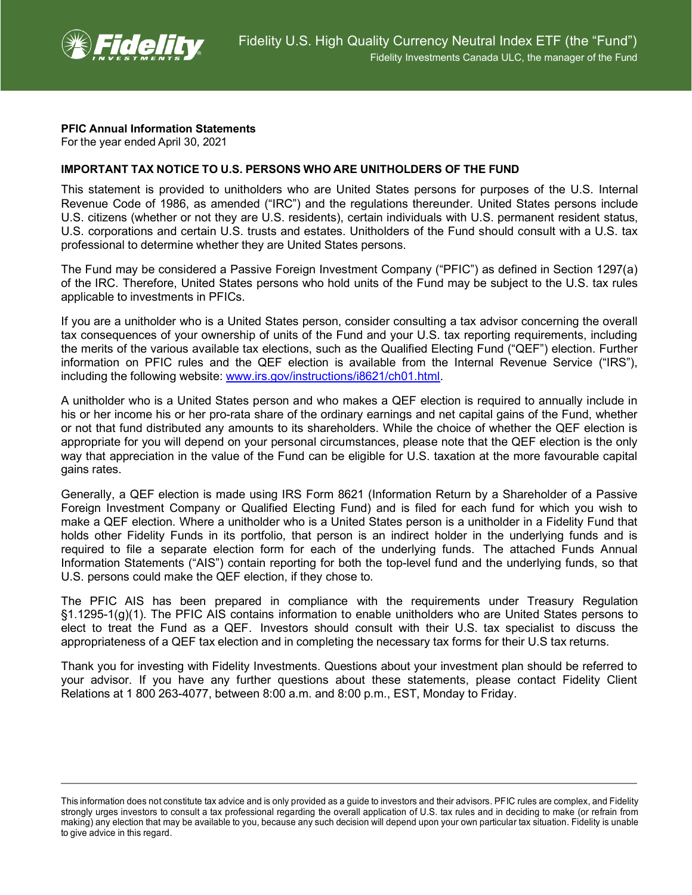Fidelity U.S. High Quality Currency Neutral Index ETF (the "Fund")

Fidelity Investments Canada ULC, the manager of the Fund

**PFIC Annual Information Statements**
For the year ended April 30, 2021

**IMPORTANT TAX NOTICE TO U.S. PERSONS WHO ARE UNITHOLDERS OF THE FUND**

This statement is provided to unitholders who are United States persons for purposes of the U.S. Internal Revenue Code of 1986, as amended ("IRC") and the regulations thereunder. United States persons include U.S. citizens (whether or not they are U.S. residents), certain individuals with U.S. permanent resident status, U.S. corporations and certain U.S. trusts and estates. Unitholders of the Fund should consult with a U.S. tax professional to determine whether they are United States persons.

The Fund may be considered a Passive Foreign Investment Company ("PFIC") as defined in Section 1297(a) of the IRC. Therefore, United States persons who hold units of the Fund may be subject to the U.S. tax rules applicable to investments in PFICs.

If you are a unitholder who is a United States person, consider consulting a tax advisor concerning the overall tax consequences of your ownership of units of the Fund and your U.S. tax reporting requirements, including the merits of the various available tax elections, such as the Qualified Electing Fund ("QEF") election. Further information on PFIC rules and the QEF election is available from the Internal Revenue Service ("IRS"), including the following website: [www.irs.gov/instructions/i8621/ch01.html](www.irs.gov/instructions/i8621/ch01.html).

A unitholder who is a United States person and who makes a QEF election is required to annually include in his or her income his or her pro-rata share of the ordinary earnings and net capital gains of the Fund, whether or not that fund distributed any amounts to its shareholders. While the choice of whether the QEF election is appropriate for you will depend on your personal circumstances, please note that the QEF election is the only way that appreciation in the value of the Fund can be eligible for U.S. taxation at the more favourable capital gains rates.

Generally, a QEF election is made using IRS Form 8621 (Information Return by a Shareholder of a Passive Foreign Investment Company or Qualified Electing Fund) and is filed for each fund for which you wish to make a QEF election. Where a unitholder who is a United States person is a unitholder in a Fidelity Fund that holds other Fidelity Funds in its portfolio, that person is an indirect holder in the underlying funds and is required to file a separate election form for each of the underlying funds. The attached Funds Annual Information Statements ("AIS") contain reporting for both the top-level fund and the underlying funds, so that U.S. persons could make the QEF election, if they chose to.

The PFIC AIS has been prepared in compliance with the requirements under Treasury Regulation §1.1295-1(g)(1). The PFIC AIS contains information to enable unitholders who are United States persons to elect to treat the Fund as a QEF. Investors should consult with their U.S. tax specialist to discuss the appropriateness of a QEF tax election and in completing the necessary tax forms for their U.S tax returns.

Thank you for investing with Fidelity Investments. Questions about your investment plan should be referred to your advisor. If you have any further questions about these statements, please contact Fidelity Client Relations at 1 800 263-4077, between 8:00 a.m. and 8:00 p.m., EST, Monday to Friday.

---

This information does not constitute tax advice and is only provided as a guide to investors and their advisors. PFIC rules are complex, and Fidelity strongly urges investors to consult a tax professional regarding the overall application of U.S. tax rules and in deciding to make (or refrain from making) any election that may be available to you, because any such decision will depend upon your own particular tax situation. Fidelity is unable to give advice in this regard.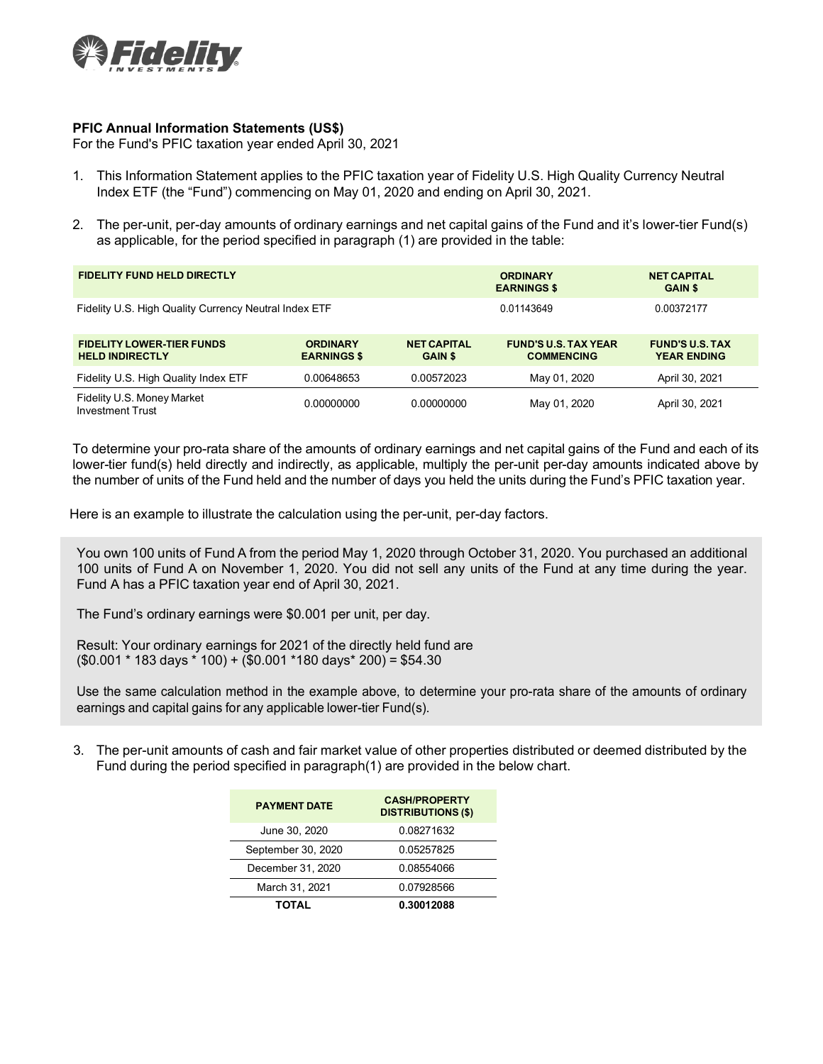**PFIC Annual Information Statements (US$)**
For the Fund's PFIC taxation year ended April 30, 2021

1. This Information Statement applies to the PFIC taxation year of Fidelity U.S. High Quality Currency Neutral Index ETF (the “Fund”) commencing on May 01, 2020 and ending on April 30, 2021.

2. The per-unit, per-day amounts of ordinary earnings and net capital gains of the Fund and it’s lower-tier Fund(s) as applicable, for the period specified in paragraph (1) are provided in the table:

| FIDELITY FUND HELD DIRECTLY | ORDINARY EARNINGS $ | NET CAPITAL GAIN $ |
|---|---|---|
| Fidelity U.S. High Quality Currency Neutral Index ETF | 0.01143649 | 0.00372177 |

| FIDELITY LOWER-TIER FUNDS HELD INDIRECTLY | ORDINARY EARNINGS $ | NET CAPITAL GAIN $ | FUND'S U.S. TAX YEAR COMMENCING | FUND'S U.S. TAX YEAR ENDING |
|---|---|---|---|---|
| Fidelity U.S. High Quality Index ETF | 0.00648653 | 0.00572023 | May 01, 2020 | April 30, 2021 |
| Fidelity U.S. Money Market Investment Trust | 0.00000000 | 0.00000000 | May 01, 2020 | April 30, 2021 |

To determine your pro-rata share of the amounts of ordinary earnings and net capital gains of the Fund and each of its lower-tier fund(s) held directly and indirectly, as applicable, multiply the per-unit per-day amounts indicated above by the number of units of the Fund held and the number of days you held the units during the Fund’s PFIC taxation year.

Here is an example to illustrate the calculation using the per-unit, per-day factors.

> You own 100 units of Fund A from the period May 1, 2020 through October 31, 2020. You purchased an additional 100 units of Fund A on November 1, 2020. You did not sell any units of the Fund at any time during the year. Fund A has a PFIC taxation year end of April 30, 2021.
>
> The Fund’s ordinary earnings were $0.001 per unit, per day.
>
> Result: Your ordinary earnings for 2021 of the directly held fund are
> ($0.001 * 183 days * 100) + ($0.001 *180 days* 200) = $54.30
>
> Use the same calculation method in the example above, to determine your pro-rata share of the amounts of ordinary earnings and capital gains for any applicable lower-tier Fund(s).

3. The per-unit amounts of cash and fair market value of other properties distributed or deemed distributed by the Fund during the period specified in paragraph(1) are provided in the below chart.

| PAYMENT DATE | CASH/PROPERTY DISTRIBUTIONS ($) |
|---|---|
| June 30, 2020 | 0.08271632 |
| September 30, 2020 | 0.05257825 |
| December 31, 2020 | 0.08554066 |
| March 31, 2021 | 0.07928566 |
| **TOTAL** | **0.30012088** |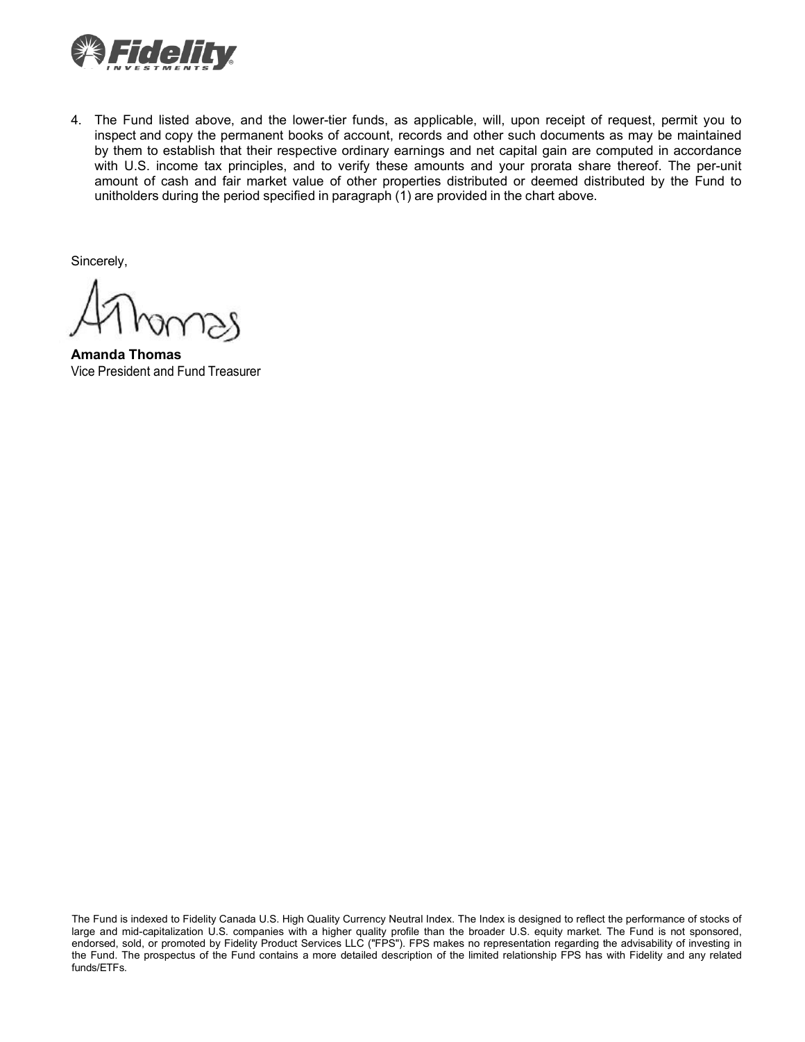4. The Fund listed above, and the lower-tier funds, as applicable, will, upon receipt of request, permit you to inspect and copy the permanent books of account, records and other such documents as may be maintained by them to establish that their respective ordinary earnings and net capital gain are computed in accordance with U.S. income tax principles, and to verify these amounts and your prorata share thereof. The per-unit amount of cash and fair market value of other properties distributed or deemed distributed by the Fund to unitholders during the period specified in paragraph (1) are provided in the chart above.

Sincerely,

**Amanda Thomas**
Vice President and Fund Treasurer

The Fund is indexed to Fidelity Canada U.S. High Quality Currency Neutral Index. The Index is designed to reflect the performance of stocks of large and mid-capitalization U.S. companies with a higher quality profile than the broader U.S. equity market. The Fund is not sponsored, endorsed, sold, or promoted by Fidelity Product Services LLC ("FPS"). FPS makes no representation regarding the advisability of investing in the Fund. The prospectus of the Fund contains a more detailed description of the limited relationship FPS has with Fidelity and any related funds/ETFs.